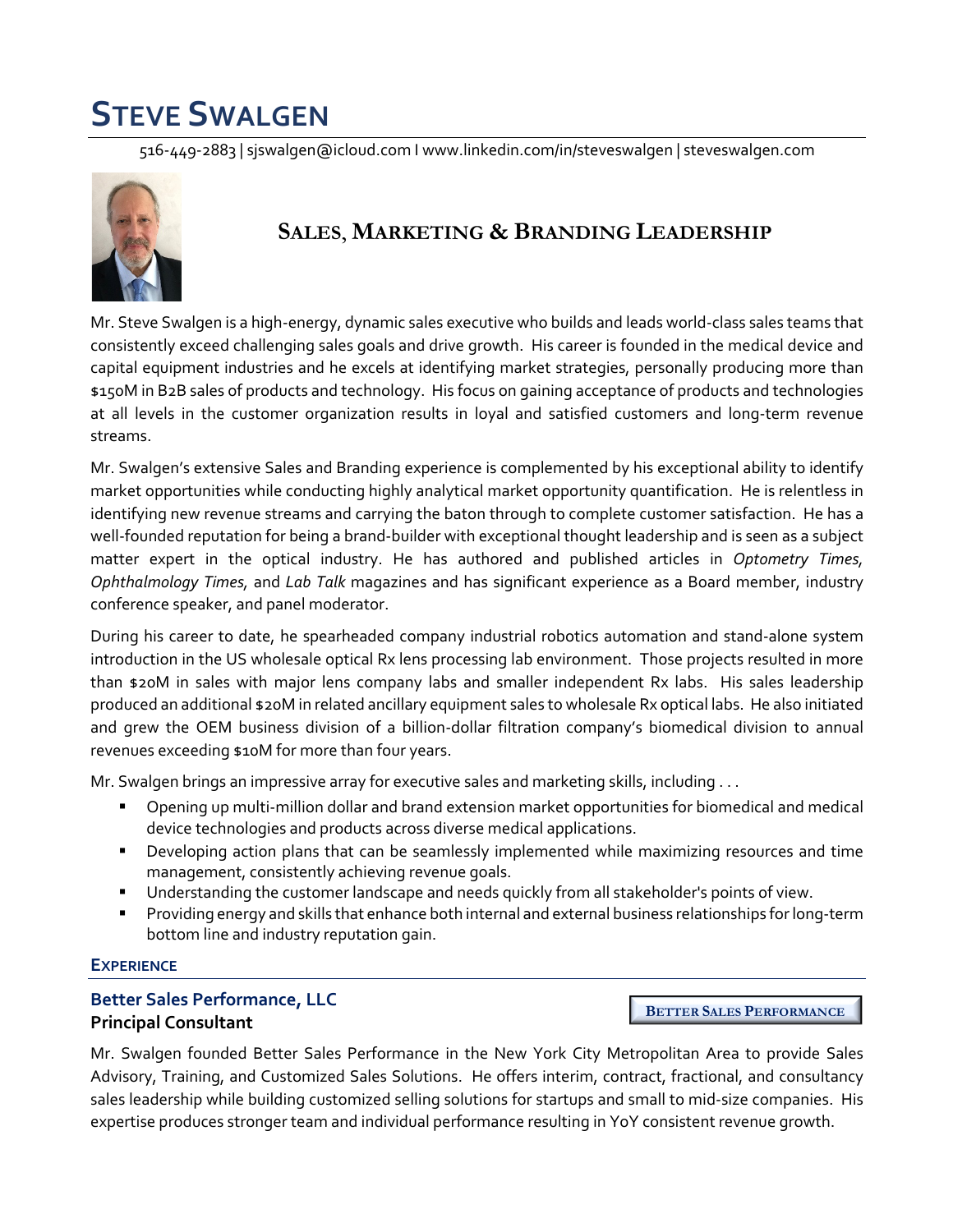# STEVE SWALGEN

516-449-2883 | sjswalgen@icloud.com I www.linkedin.com/in/steveswalgen | steveswalgen.com

## SALES, MARKETING & BRANDING LEADERSHIP

Mr. Steve Swalgen is a high-energy, dynamic sales executive who builds and leads world-class sales teams that consistently exceed challenging sales goals and drive growth. His career is founded in the medical device and capital equipment industries and he excels at identifying market strategies, personally producing more than $150M in B2B sales of products and technology. His focus on gaining acceptance of products and technologies at all levels in the customer organization results in loyal and satisfied customers and long-term revenue streams.

Mr. Swalgen's extensive Sales and Branding experience is complemented by his exceptional ability to identify market opportunities while conducting highly analytical market opportunity quantification. He is relentless in identifying new revenue streams and carrying the baton through to complete customer satisfaction. He has a well-founded reputation for being a brand-builder with exceptional thought leadership and is seen as a subject matter expert in the optical industry. He has authored and published articles in *Optometry Times, Ophthalmology Times,* and *Lab Talk* magazines and has significant experience as a Board member, industry conference speaker, and panel moderator.

During his career to date, he spearheaded company industrial robotics automation and stand-alone system introduction in the US wholesale optical Rx lens processing lab environment. Those projects resulted in more than $20M in sales with major lens company labs and smaller independent Rx labs. His sales leadership produced an additional $20M in related ancillary equipment sales to wholesale Rx optical labs. He also initiated and grew the OEM business division of a billion-dollar filtration company's biomedical division to annual revenues exceeding $10M for more than four years.

Mr. Swalgen brings an impressive array for executive sales and marketing skills, including . . .

- Opening up multi-million dollar and brand extension market opportunities for biomedical and medical device technologies and products across diverse medical applications.
- Developing action plans that can be seamlessly implemented while maximizing resources and time management, consistently achieving revenue goals.
- Understanding the customer landscape and needs quickly from all stakeholder's points of view.
- Providing energy and skills that enhance both internal and external business relationships for long-term bottom line and industry reputation gain.

## EXPERIENCE

### Better Sales Performance, LLC
**Principal Consultant**

BETTER SALES PERFORMANCE

Mr. Swalgen founded Better Sales Performance in the New York City Metropolitan Area to provide Sales Advisory, Training, and Customized Sales Solutions. He offers interim, contract, fractional, and consultancy sales leadership while building customized selling solutions for startups and small to mid-size companies. His expertise produces stronger team and individual performance resulting in YoY consistent revenue growth.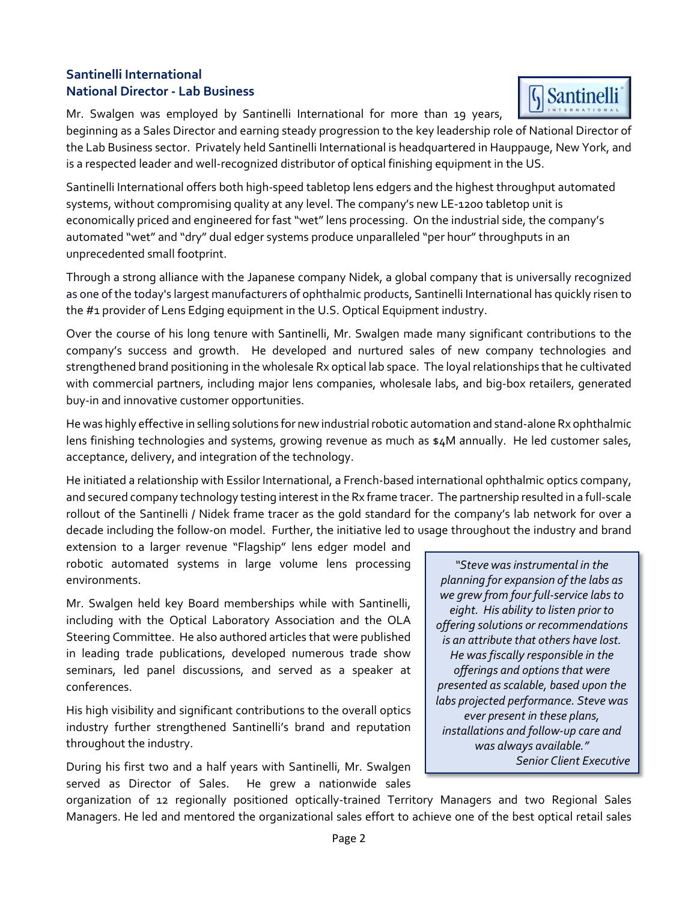### Santinelli International
### National Director - Lab Business

Mr. Swalgen was employed by Santinelli International for more than 19 years, beginning as a Sales Director and earning steady progression to the key leadership role of National Director of the Lab Business sector. Privately held Santinelli International is headquartered in Hauppauge, New York, and is a respected leader and well-recognized distributor of optical finishing equipment in the US.

Santinelli International offers both high-speed tabletop lens edgers and the highest throughput automated systems, without compromising quality at any level. The company's new LE-1200 tabletop unit is economically priced and engineered for fast "wet" lens processing. On the industrial side, the company's automated "wet" and "dry" dual edger systems produce unparalleled "per hour" throughputs in an unprecedented small footprint.

Through a strong alliance with the Japanese company Nidek, a global company that is universally recognized as one of the today's largest manufacturers of ophthalmic products, Santinelli International has quickly risen to the #1 provider of Lens Edging equipment in the U.S. Optical Equipment industry.

Over the course of his long tenure with Santinelli, Mr. Swalgen made many significant contributions to the company's success and growth. He developed and nurtured sales of new company technologies and strengthened brand positioning in the wholesale Rx optical lab space. The loyal relationships that he cultivated with commercial partners, including major lens companies, wholesale labs, and big-box retailers, generated buy-in and innovative customer opportunities.

He was highly effective in selling solutions for new industrial robotic automation and stand-alone Rx ophthalmic lens finishing technologies and systems, growing revenue as much as $4M annually. He led customer sales, acceptance, delivery, and integration of the technology.

He initiated a relationship with Essilor International, a French-based international ophthalmic optics company, and secured company technology testing interest in the Rx frame tracer. The partnership resulted in a full-scale rollout of the Santinelli / Nidek frame tracer as the gold standard for the company's lab network for over a decade including the follow-on model. Further, the initiative led to usage throughout the industry and brand extension to a larger revenue "Flagship" lens edger model and robotic automated systems in large volume lens processing environments.

Mr. Swalgen held key Board memberships while with Santinelli, including with the Optical Laboratory Association and the OLA Steering Committee. He also authored articles that were published in leading trade publications, developed numerous trade show seminars, led panel discussions, and served as a speaker at conferences.

His high visibility and significant contributions to the overall optics industry further strengthened Santinelli's brand and reputation throughout the industry.

> *"Steve was instrumental in the planning for expansion of the labs as we grew from four full-service labs to eight. His ability to listen prior to offering solutions or recommendations is an attribute that others have lost. He was fiscally responsible in the offerings and options that were presented as scalable, based upon the labs projected performance. Steve was ever present in these plans, installations and follow-up care and was always available."*
> *Senior Client Executive*

During his first two and a half years with Santinelli, Mr. Swalgen served as Director of Sales. He grew a nationwide sales organization of 12 regionally positioned optically-trained Territory Managers and two Regional Sales Managers. He led and mentored the organizational sales effort to achieve one of the best optical retail sales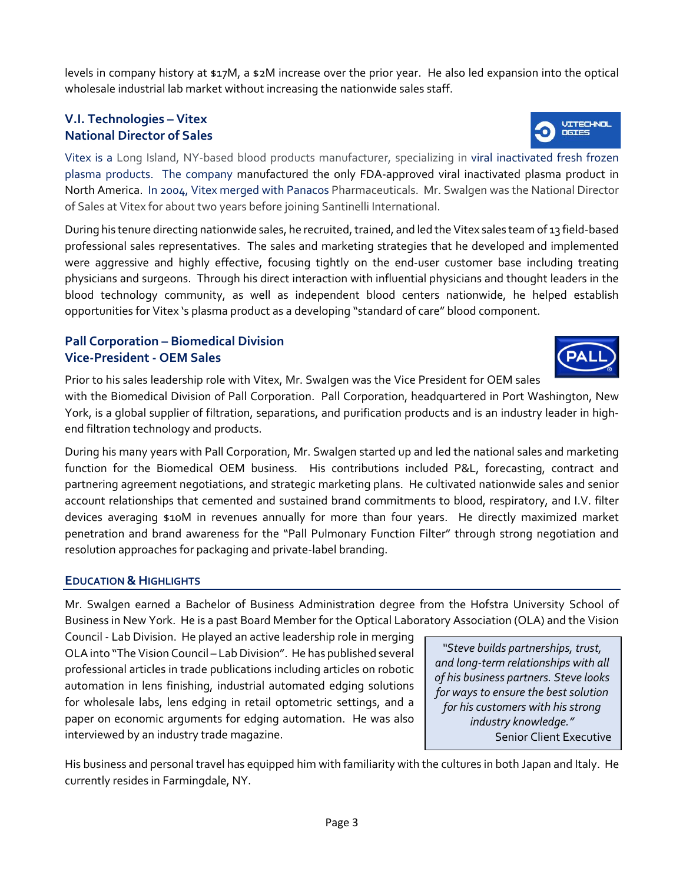levels in company history at $17M, a $2M increase over the prior year. He also led expansion into the optical wholesale industrial lab market without increasing the nationwide sales staff.

### V.I. Technologies – Vitex
### National Director of Sales

Vitex is a Long Island, NY-based blood products manufacturer, specializing in viral inactivated fresh frozen plasma products. The company manufactured the only FDA-approved viral inactivated plasma product in North America. In 2004, Vitex merged with Panacos Pharmaceuticals. Mr. Swalgen was the National Director of Sales at Vitex for about two years before joining Santinelli International.

During his tenure directing nationwide sales, he recruited, trained, and led the Vitex sales team of 13 field-based professional sales representatives. The sales and marketing strategies that he developed and implemented were aggressive and highly effective, focusing tightly on the end-user customer base including treating physicians and surgeons. Through his direct interaction with influential physicians and thought leaders in the blood technology community, as well as independent blood centers nationwide, he helped establish opportunities for Vitex 's plasma product as a developing "standard of care" blood component.

### Pall Corporation – Biomedical Division
### Vice-President - OEM Sales

Prior to his sales leadership role with Vitex, Mr. Swalgen was the Vice President for OEM sales with the Biomedical Division of Pall Corporation. Pall Corporation, headquartered in Port Washington, New York, is a global supplier of filtration, separations, and purification products and is an industry leader in high-end filtration technology and products.

During his many years with Pall Corporation, Mr. Swalgen started up and led the national sales and marketing function for the Biomedical OEM business. His contributions included P&L, forecasting, contract and partnering agreement negotiations, and strategic marketing plans. He cultivated nationwide sales and senior account relationships that cemented and sustained brand commitments to blood, respiratory, and I.V. filter devices averaging $10M in revenues annually for more than four years. He directly maximized market penetration and brand awareness for the "Pall Pulmonary Function Filter" through strong negotiation and resolution approaches for packaging and private-label branding.

## Education & Highlights

Mr. Swalgen earned a Bachelor of Business Administration degree from the Hofstra University School of Business in New York. He is a past Board Member for the Optical Laboratory Association (OLA) and the Vision Council - Lab Division. He played an active leadership role in merging OLA into "The Vision Council – Lab Division". He has published several professional articles in trade publications including articles on robotic automation in lens finishing, industrial automated edging solutions for wholesale labs, lens edging in retail optometric settings, and a paper on economic arguments for edging automation. He was also interviewed by an industry trade magazine.

> *"Steve builds partnerships, trust, and long-term relationships with all of his business partners. Steve looks for ways to ensure the best solution for his customers with his strong industry knowledge."*
> Senior Client Executive

His business and personal travel has equipped him with familiarity with the cultures in both Japan and Italy. He currently resides in Farmingdale, NY.